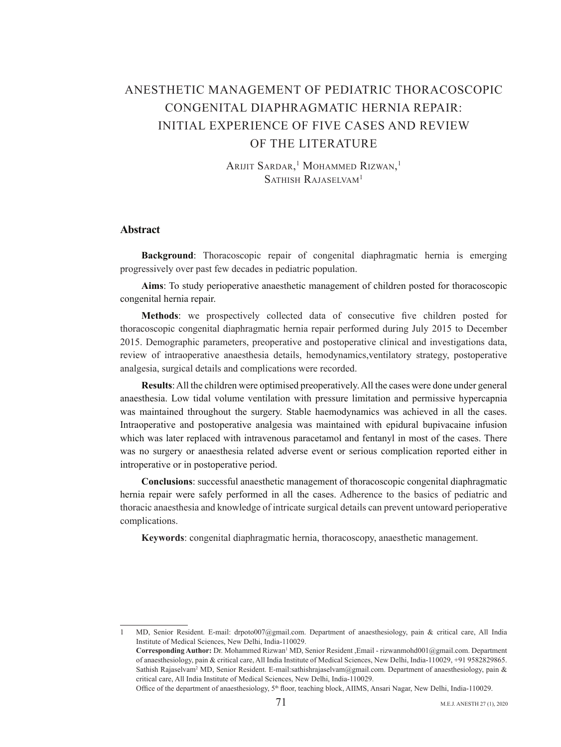# ANESTHETIC MANAGEMENT OF PEDIATRIC THORACOSCOPIC CONGENITAL DIAPHRAGMATIC HERNIA REPAIR: INITIAL EXPERIENCE OF FIVE CASES AND REVIEW OF THE LITERATURE

Arijit Sardar,[1] Mohammed Rizwan,[1] Sathish Rajaselvam[1]

## Abstract

**Background**: Thoracoscopic repair of congenital diaphragmatic hernia is emerging progressively over past few decades in pediatric population.

**Aims**: To study perioperative anaesthetic management of children posted for thoracoscopic congenital hernia repair.

**Methods**: we prospectively collected data of consecutive five children posted for thoracoscopic congenital diaphragmatic hernia repair performed during July 2015 to December 2015. Demographic parameters, preoperative and postoperative clinical and investigations data, review of intraoperative anaesthesia details, hemodynamics,ventilatory strategy, postoperative analgesia, surgical details and complications were recorded.

**Results**: All the children were optimised preoperatively. All the cases were done under general anaesthesia. Low tidal volume ventilation with pressure limitation and permissive hypercapnia was maintained throughout the surgery. Stable haemodynamics was achieved in all the cases. Intraoperative and postoperative analgesia was maintained with epidural bupivacaine infusion which was later replaced with intravenous paracetamol and fentanyl in most of the cases. There was no surgery or anaesthesia related adverse event or serious complication reported either in introperative or in postoperative period.

**Conclusions**: successful anaesthetic management of thoracoscopic congenital diaphragmatic hernia repair were safely performed in all the cases. Adherence to the basics of pediatric and thoracic anaesthesia and knowledge of intricate surgical details can prevent untoward perioperative complications.

**Keywords**: congenital diaphragmatic hernia, thoracoscopy, anaesthetic management.

---

1 MD, Senior Resident. E-mail: drpoto007@gmail.com. Department of anaesthesiology, pain & critical care, All India Institute of Medical Sciences, New Delhi, India-110029.

**Corresponding Author:** Dr. Mohammed Rizwan[1] MD, Senior Resident ,Email - rizwanmohd001@gmail.com. Department of anaesthesiology, pain & critical care, All India Institute of Medical Sciences, New Delhi, India-110029, +91 9582829865. Sathish Rajaselvam[2] MD, Senior Resident. E-mail:sathishrajaselvam@gmail.com. Department of anaesthesiology, pain & critical care, All India Institute of Medical Sciences, New Delhi, India-110029.

Office of the department of anaesthesiology, 5th floor, teaching block, AIIMS, Ansari Nagar, New Delhi, India-110029.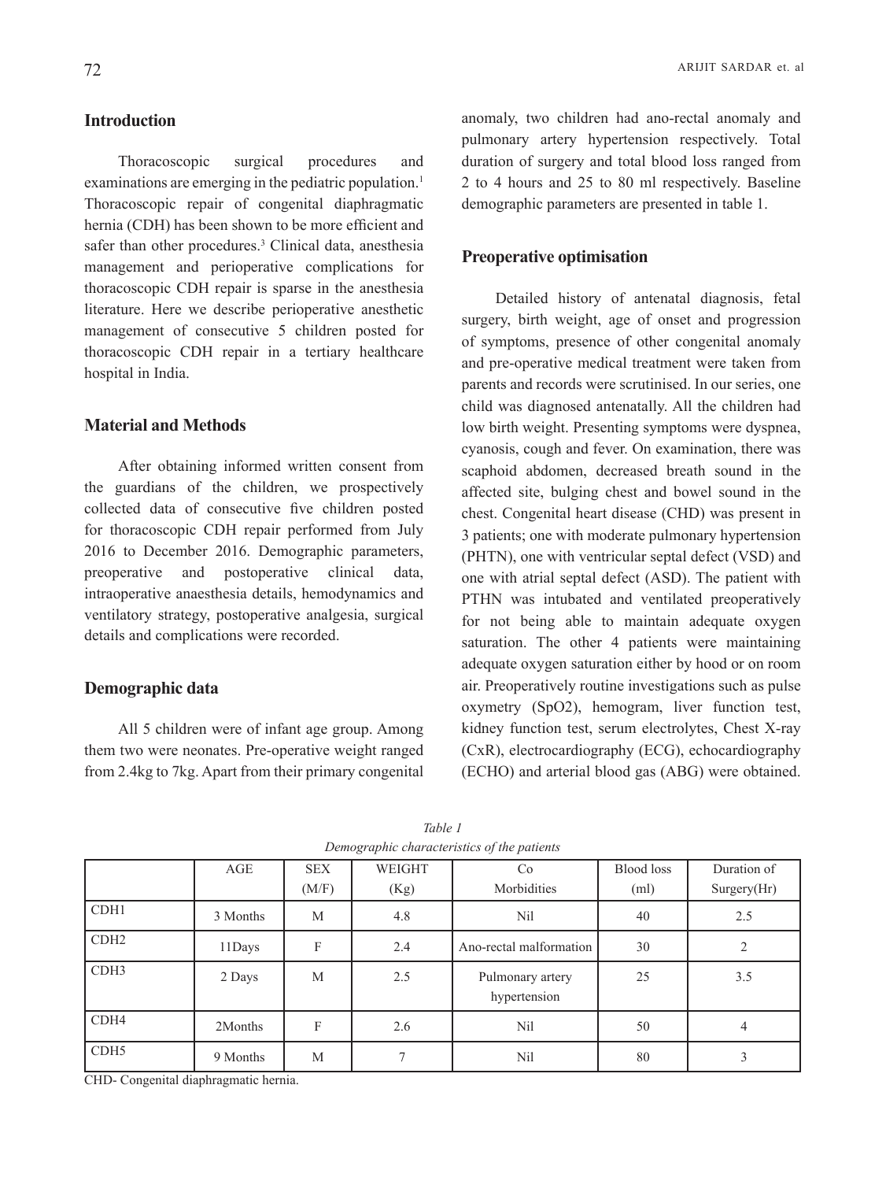## Introduction

Thoracoscopic surgical procedures and examinations are emerging in the pediatric population.[1] Thoracoscopic repair of congenital diaphragmatic hernia (CDH) has been shown to be more efficient and safer than other procedures.[3] Clinical data, anesthesia management and perioperative complications for thoracoscopic CDH repair is sparse in the anesthesia literature. Here we describe perioperative anesthetic management of consecutive 5 children posted for thoracoscopic CDH repair in a tertiary healthcare hospital in India.

## Material and Methods

After obtaining informed written consent from the guardians of the children, we prospectively collected data of consecutive five children posted for thoracoscopic CDH repair performed from July 2016 to December 2016. Demographic parameters, preoperative and postoperative clinical data, intraoperative anaesthesia details, hemodynamics and ventilatory strategy, postoperative analgesia, surgical details and complications were recorded.

## Demographic data

All 5 children were of infant age group. Among them two were neonates. Pre-operative weight ranged from 2.4kg to 7kg. Apart from their primary congenital anomaly, two children had ano-rectal anomaly and pulmonary artery hypertension respectively. Total duration of surgery and total blood loss ranged from 2 to 4 hours and 25 to 80 ml respectively. Baseline demographic parameters are presented in table 1.

## Preoperative optimisation

Detailed history of antenatal diagnosis, fetal surgery, birth weight, age of onset and progression of symptoms, presence of other congenital anomaly and pre-operative medical treatment were taken from parents and records were scrutinised. In our series, one child was diagnosed antenatally. All the children had low birth weight. Presenting symptoms were dyspnea, cyanosis, cough and fever. On examination, there was scaphoid abdomen, decreased breath sound in the affected site, bulging chest and bowel sound in the chest. Congenital heart disease (CHD) was present in 3 patients; one with moderate pulmonary hypertension (PHTN), one with ventricular septal defect (VSD) and one with atrial septal defect (ASD). The patient with PTHN was intubated and ventilated preoperatively for not being able to maintain adequate oxygen saturation. The other 4 patients were maintaining adequate oxygen saturation either by hood or on room air. Preoperatively routine investigations such as pulse oxymetry (SpO2), hemogram, liver function test, kidney function test, serum electrolytes, Chest X-ray (CxR), electrocardiography (ECG), echocardiography (ECHO) and arterial blood gas (ABG) were obtained.

*Table 1*
*Demographic characteristics of the patients*

| | AGE | SEX (M/F) | WEIGHT (Kg) | Co Morbidities | Blood loss (ml) | Duration of Surgery(Hr) |
|---|---|---|---|---|---|---|
| CDH1 | 3 Months | M | 4.8 | Nil | 40 | 2.5 |
| CDH2 | 11Days | F | 2.4 | Ano-rectal malformation | 30 | 2 |
| CDH3 | 2 Days | M | 2.5 | Pulmonary artery hypertension | 25 | 3.5 |
| CDH4 | 2Months | F | 2.6 | Nil | 50 | 4 |
| CDH5 | 9 Months | M | 7 | Nil | 80 | 3 |

CHD- Congenital diaphragmatic hernia.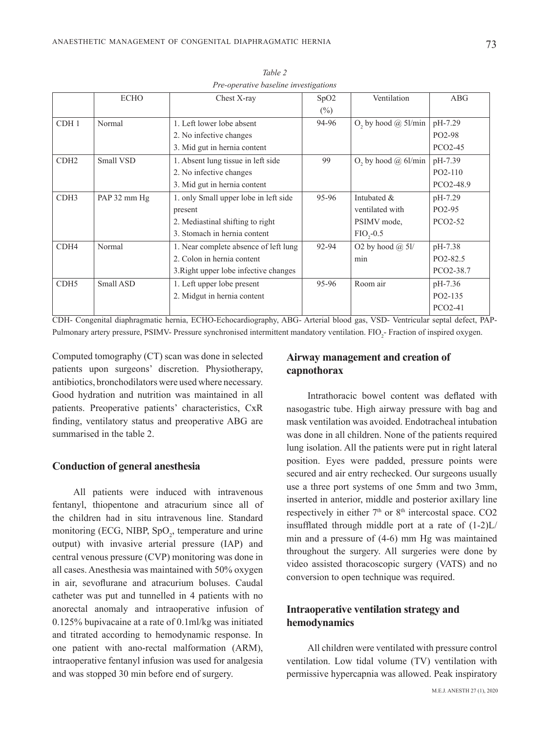*Table 2*
*Pre-operative baseline investigations*

| | ECHO | Chest X-ray | SpO2 (%) | Ventilation | ABG |
|---|---|---|---|---|---|
| CDH 1 | Normal | 1. Left lower lobe absent<br>2. No infective changes<br>3. Mid gut in hernia content | 94-96 | $O_2$ by hood @ 5l/min | pH-7.29<br>PO2-98<br>PCO2-45 |
| CDH2 | Small VSD | 1. Absent lung tissue in left side<br>2. No infective changes<br>3. Mid gut in hernia content | 99 | $O_2$ by hood @ 6l/min | pH-7.39<br>PO2-110<br>PCO2-48.9 |
| CDH3 | PAP 32 mm Hg | 1. only Small upper lobe in left side present<br>2. Mediastinal shifting to right<br>3. Stomach in hernia content | 95-96 | Intubated & ventilated with PSIMV mode, $FIO_2$-0.5 | pH-7.29<br>PO2-95<br>PCO2-52 |
| CDH4 | Normal | 1. Near complete absence of left lung<br>2. Colon in hernia content<br>3.Right upper lobe infective changes | 92-94 | O2 by hood @ 5l/min | pH-7.38<br>PO2-82.5<br>PCO2-38.7 |
| CDH5 | Small ASD | 1. Left upper lobe present<br>2. Midgut in hernia content | 95-96 | Room air | pH-7.36<br>PO2-135<br>PCO2-41 |

CDH- Congenital diaphragmatic hernia, ECHO-Echocardiography, ABG- Arterial blood gas, VSD- Ventricular septal defect, PAP- Pulmonary artery pressure, PSIMV- Pressure synchronised intermittent mandatory ventilation. $FIO_2$- Fraction of inspired oxygen.

Computed tomography (CT) scan was done in selected patients upon surgeons' discretion. Physiotherapy, antibiotics, bronchodilators were used where necessary. Good hydration and nutrition was maintained in all patients. Preoperative patients' characteristics, CxR finding, ventilatory status and preoperative ABG are summarised in the table 2.

## Conduction of general anesthesia

All patients were induced with intravenous fentanyl, thiopentone and atracurium since all of the children had in situ intravenous line. Standard monitoring (ECG, NIBP, $SpO_2$, temperature and urine output) with invasive arterial pressure (IAP) and central venous pressure (CVP) monitoring was done in all cases. Anesthesia was maintained with 50% oxygen in air, sevoflurane and atracurium boluses. Caudal catheter was put and tunnelled in 4 patients with no anorectal anomaly and intraoperative infusion of 0.125% bupivacaine at a rate of 0.1ml/kg was initiated and titrated according to hemodynamic response. In one patient with ano-rectal malformation (ARM), intraoperative fentanyl infusion was used for analgesia and was stopped 30 min before end of surgery.

## Airway management and creation of capnothorax

Intrathoracic bowel content was deflated with nasogastric tube. High airway pressure with bag and mask ventilation was avoided. Endotracheal intubation was done in all children. None of the patients required lung isolation. All the patients were put in right lateral position. Eyes were padded, pressure points were secured and air entry rechecked. Our surgeons usually use a three port systems of one 5mm and two 3mm, inserted in anterior, middle and posterior axillary line respectively in either 7th or 8th intercostal space. CO2 insufflated through middle port at a rate of (1-2)L/min and a pressure of (4-6) mm Hg was maintained throughout the surgery. All surgeries were done by video assisted thoracoscopic surgery (VATS) and no conversion to open technique was required.

## Intraoperative ventilation strategy and hemodynamics

All children were ventilated with pressure control ventilation. Low tidal volume (TV) ventilation with permissive hypercapnia was allowed. Peak inspiratory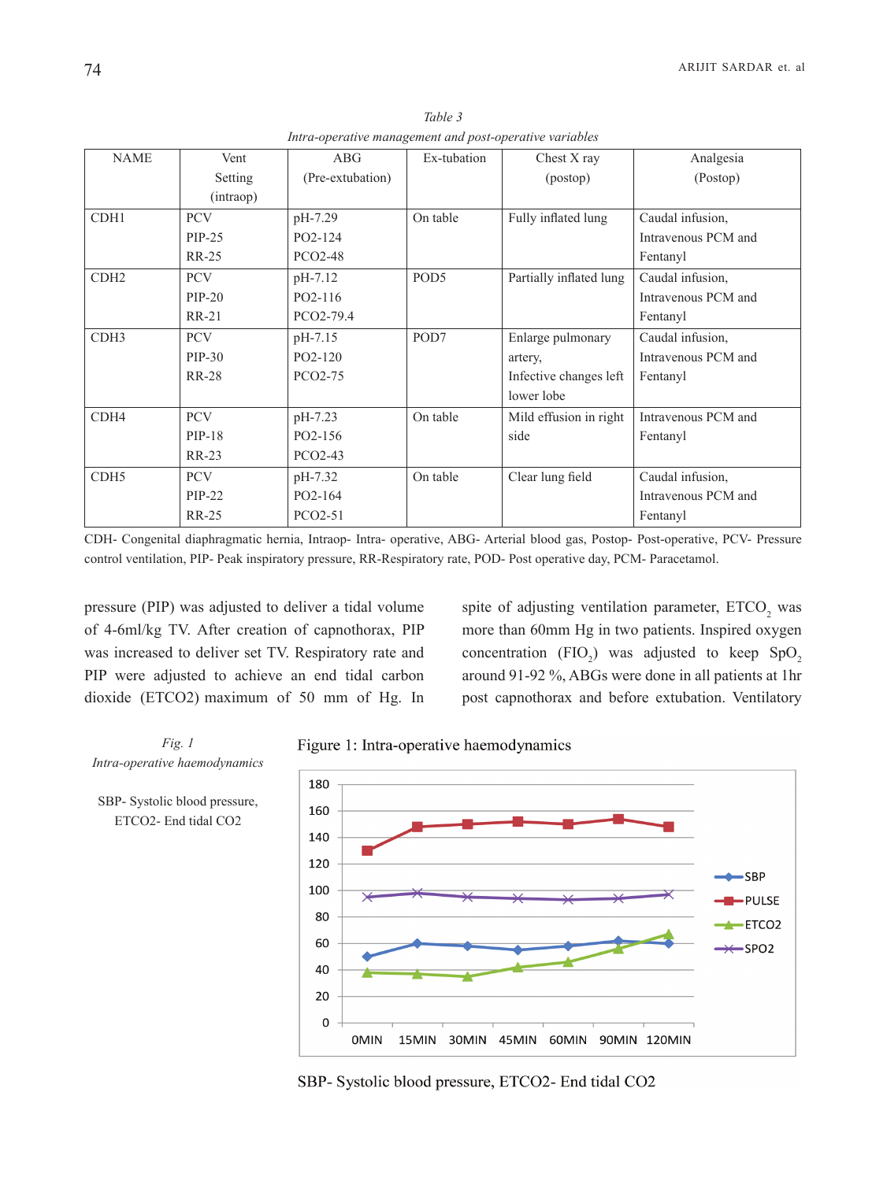*Table 3*
*Intra-operative management and post-operative variables*

| NAME | Vent Setting (intraop) | ABG (Pre-extubation) | Ex-tubation | Chest X ray (postop) | Analgesia (Postop) |
|---|---|---|---|---|---|
| CDH1 | PCV<br>PIP-25<br>RR-25 | pH-7.29<br>PO2-124<br>PCO2-48 | On table | Fully inflated lung | Caudal infusion, Intravenous PCM and Fentanyl |
| CDH2 | PCV<br>PIP-20<br>RR-21 | pH-7.12<br>PO2-116<br>PCO2-79.4 | POD5 | Partially inflated lung | Caudal infusion, Intravenous PCM and Fentanyl |
| CDH3 | PCV<br>PIP-30<br>RR-28 | pH-7.15<br>PO2-120<br>PCO2-75 | POD7 | Enlarge pulmonary artery, Infective changes left lower lobe | Caudal infusion, Intravenous PCM and Fentanyl |
| CDH4 | PCV<br>PIP-18<br>RR-23 | pH-7.23<br>PO2-156<br>PCO2-43 | On table | Mild effusion in right side | Intravenous PCM and Fentanyl |
| CDH5 | PCV<br>PIP-22<br>RR-25 | pH-7.32<br>PO2-164<br>PCO2-51 | On table | Clear lung field | Caudal infusion, Intravenous PCM and Fentanyl |

CDH- Congenital diaphragmatic hernia, Intraop- Intra- operative, ABG- Arterial blood gas, Postop- Post-operative, PCV- Pressure control ventilation, PIP- Peak inspiratory pressure, RR-Respiratory rate, POD- Post operative day, PCM- Paracetamol.

pressure (PIP) was adjusted to deliver a tidal volume of 4-6ml/kg TV. After creation of capnothorax, PIP was increased to deliver set TV. Respiratory rate and PIP were adjusted to achieve an end tidal carbon dioxide (ETCO2) maximum of 50 mm of Hg. In spite of adjusting ventilation parameter, $ETCO_2$ was more than 60mm Hg in two patients. Inspired oxygen concentration ($FIO_2$) was adjusted to keep $SpO_2$ around 91-92 %, ABGs were done in all patients at 1hr post capnothorax and before extubation. Ventilatory

*Fig. 1*
*Intra-operative haemodynamics*

SBP- Systolic blood pressure, ETCO2- End tidal CO2

Figure 1: Intra-operative haemodynamics

SBP- Systolic blood pressure, ETCO2- End tidal CO2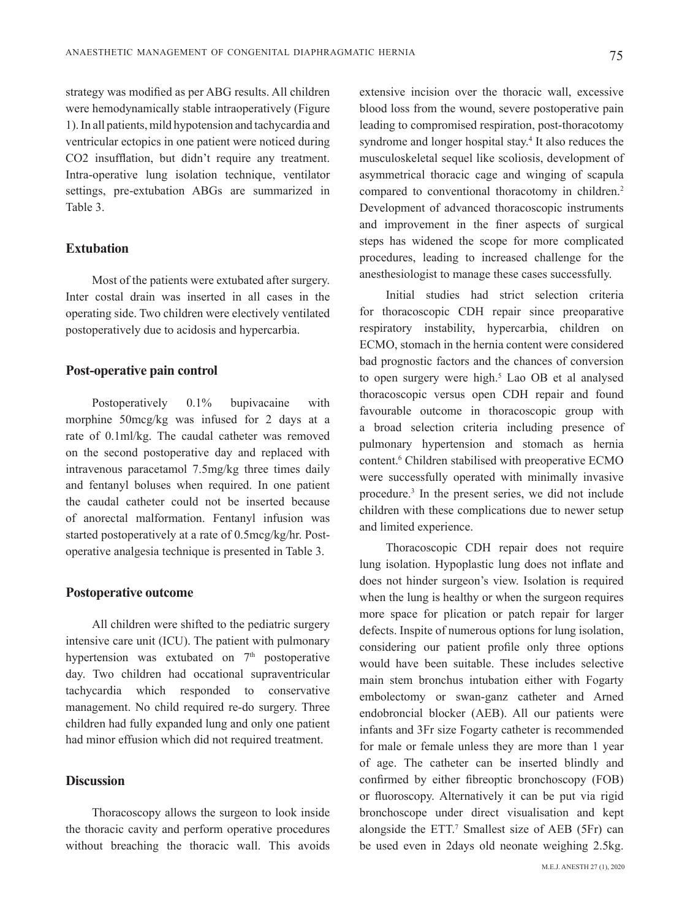strategy was modified as per ABG results. All children were hemodynamically stable intraoperatively (Figure 1). In all patients, mild hypotension and tachycardia and ventricular ectopics in one patient were noticed during $CO_2$ insufflation, but didn't require any treatment. Intra-operative lung isolation technique, ventilator settings, pre-extubation ABGs are summarized in Table 3.

### Extubation

Most of the patients were extubated after surgery. Inter costal drain was inserted in all cases in the operating side. Two children were electively ventilated postoperatively due to acidosis and hypercarbia.

### Post-operative pain control

Postoperatively 0.1% bupivacaine with morphine 50mcg/kg was infused for 2 days at a rate of 0.1ml/kg. The caudal catheter was removed on the second postoperative day and replaced with intravenous paracetamol 7.5mg/kg three times daily and fentanyl boluses when required. In one patient the caudal catheter could not be inserted because of anorectal malformation. Fentanyl infusion was started postoperatively at a rate of 0.5mcg/kg/hr. Post-operative analgesia technique is presented in Table 3.

### Postoperative outcome

All children were shifted to the pediatric surgery intensive care unit (ICU). The patient with pulmonary hypertension was extubated on 7th postoperative day. Two children had occational supraventricular tachycardia which responded to conservative management. No child required re-do surgery. Three children had fully expanded lung and only one patient had minor effusion which did not required treatment.

### Discussion

Thoracoscopy allows the surgeon to look inside the thoracic cavity and perform operative procedures without breaching the thoracic wall. This avoids extensive incision over the thoracic wall, excessive blood loss from the wound, severe postoperative pain leading to compromised respiration, post-thoracotomy syndrome and longer hospital stay.[4] It also reduces the musculoskeletal sequel like scoliosis, development of asymmetrical thoracic cage and winging of scapula compared to conventional thoracotomy in children.[2] Development of advanced thoracoscopic instruments and improvement in the finer aspects of surgical steps has widened the scope for more complicated procedures, leading to increased challenge for the anesthesiologist to manage these cases successfully.

Initial studies had strict selection criteria for thoracoscopic CDH repair since preoparative respiratory instability, hypercarbia, children on ECMO, stomach in the hernia content were considered bad prognostic factors and the chances of conversion to open surgery were high.[5] Lao OB et al analysed thoracoscopic versus open CDH repair and found favourable outcome in thoracoscopic group with a broad selection criteria including presence of pulmonary hypertension and stomach as hernia content.[6] Children stabilised with preoperative ECMO were successfully operated with minimally invasive procedure.[3] In the present series, we did not include children with these complications due to newer setup and limited experience.

Thoracoscopic CDH repair does not require lung isolation. Hypoplastic lung does not inflate and does not hinder surgeon's view. Isolation is required when the lung is healthy or when the surgeon requires more space for plication or patch repair for larger defects. Inspite of numerous options for lung isolation, considering our patient profile only three options would have been suitable. These includes selective main stem bronchus intubation either with Fogarty embolectomy or swan-ganz catheter and Arned endobroncial blocker (AEB). All our patients were infants and 3Fr size Fogarty catheter is recommended for male or female unless they are more than 1 year of age. The catheter can be inserted blindly and confirmed by either fibreoptic bronchoscopy (FOB) or fluoroscopy. Alternatively it can be put via rigid bronchoscope under direct visualisation and kept alongside the ETT.[7] Smallest size of AEB (5Fr) can be used even in 2days old neonate weighing 2.5kg.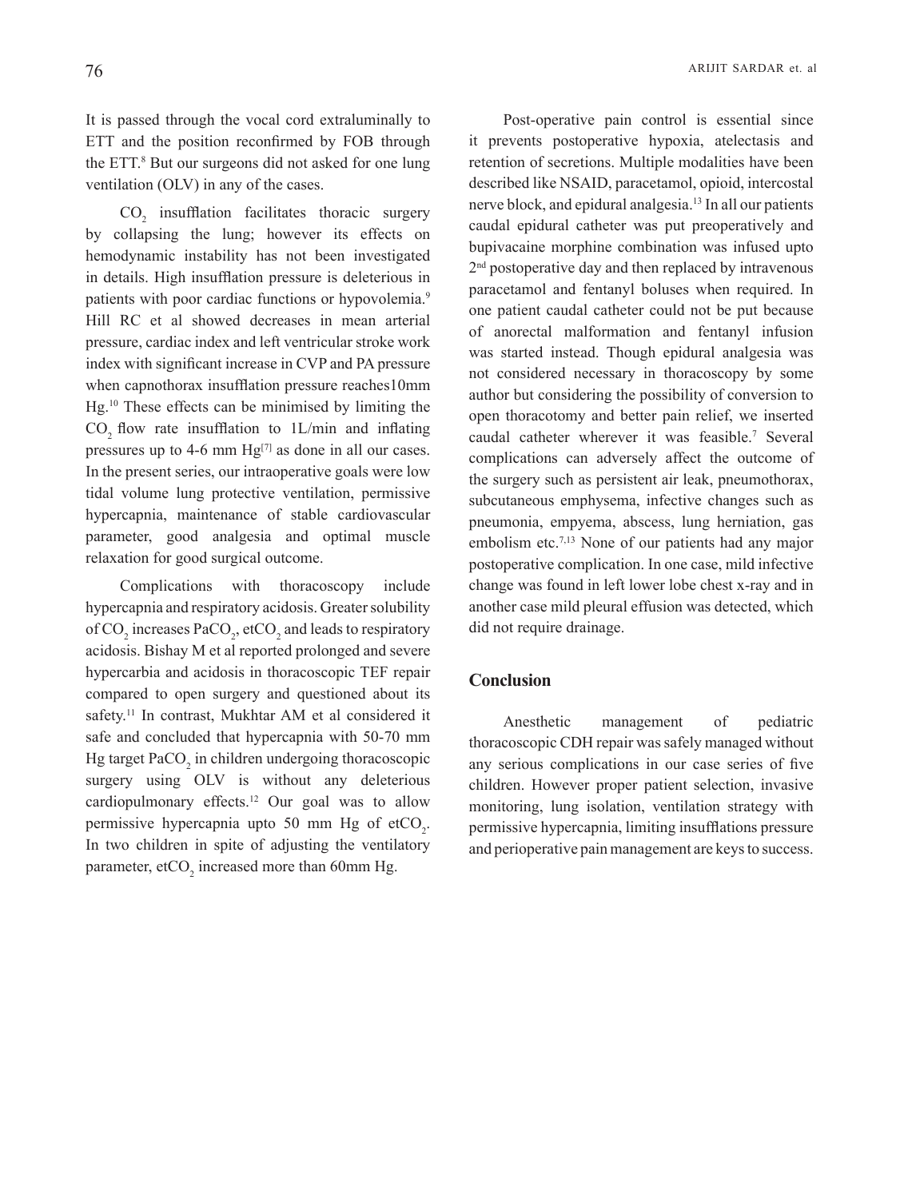It is passed through the vocal cord extraluminally to ETT and the position reconfirmed by FOB through the ETT.[8] But our surgeons did not asked for one lung ventilation (OLV) in any of the cases.

$CO_2$ insufflation facilitates thoracic surgery by collapsing the lung; however its effects on hemodynamic instability has not been investigated in details. High insufflation pressure is deleterious in patients with poor cardiac functions or hypovolemia.[9] Hill RC et al showed decreases in mean arterial pressure, cardiac index and left ventricular stroke work index with significant increase in CVP and PA pressure when capnothorax insufflation pressure reaches10mm Hg.[10] These effects can be minimised by limiting the $CO_2$ flow rate insufflation to 1L/min and inflating pressures up to 4-6 mm Hg[7] as done in all our cases. In the present series, our intraoperative goals were low tidal volume lung protective ventilation, permissive hypercapnia, maintenance of stable cardiovascular parameter, good analgesia and optimal muscle relaxation for good surgical outcome.

Complications with thoracoscopy include hypercapnia and respiratory acidosis. Greater solubility of $CO_2$ increases $PaCO_2$, $etCO_2$ and leads to respiratory acidosis. Bishay M et al reported prolonged and severe hypercarbia and acidosis in thoracoscopic TEF repair compared to open surgery and questioned about its safety.[11] In contrast, Mukhtar AM et al considered it safe and concluded that hypercapnia with 50-70 mm Hg target $PaCO_2$ in children undergoing thoracoscopic surgery using OLV is without any deleterious cardiopulmonary effects.[12] Our goal was to allow permissive hypercapnia upto 50 mm Hg of $etCO_2$. In two children in spite of adjusting the ventilatory parameter, $etCO_2$ increased more than 60mm Hg.

Post-operative pain control is essential since it prevents postoperative hypoxia, atelectasis and retention of secretions. Multiple modalities have been described like NSAID, paracetamol, opioid, intercostal nerve block, and epidural analgesia.[13] In all our patients caudal epidural catheter was put preoperatively and bupivacaine morphine combination was infused upto 2nd postoperative day and then replaced by intravenous paracetamol and fentanyl boluses when required. In one patient caudal catheter could not be put because of anorectal malformation and fentanyl infusion was started instead. Though epidural analgesia was not considered necessary in thoracoscopy by some author but considering the possibility of conversion to open thoracotomy and better pain relief, we inserted caudal catheter wherever it was feasible.[7] Several complications can adversely affect the outcome of the surgery such as persistent air leak, pneumothorax, subcutaneous emphysema, infective changes such as pneumonia, empyema, abscess, lung herniation, gas embolism etc.[7,13] None of our patients had any major postoperative complication. In one case, mild infective change was found in left lower lobe chest x-ray and in another case mild pleural effusion was detected, which did not require drainage.

## Conclusion

Anesthetic management of pediatric thoracoscopic CDH repair was safely managed without any serious complications in our case series of five children. However proper patient selection, invasive monitoring, lung isolation, ventilation strategy with permissive hypercapnia, limiting insufflations pressure and perioperative pain management are keys to success.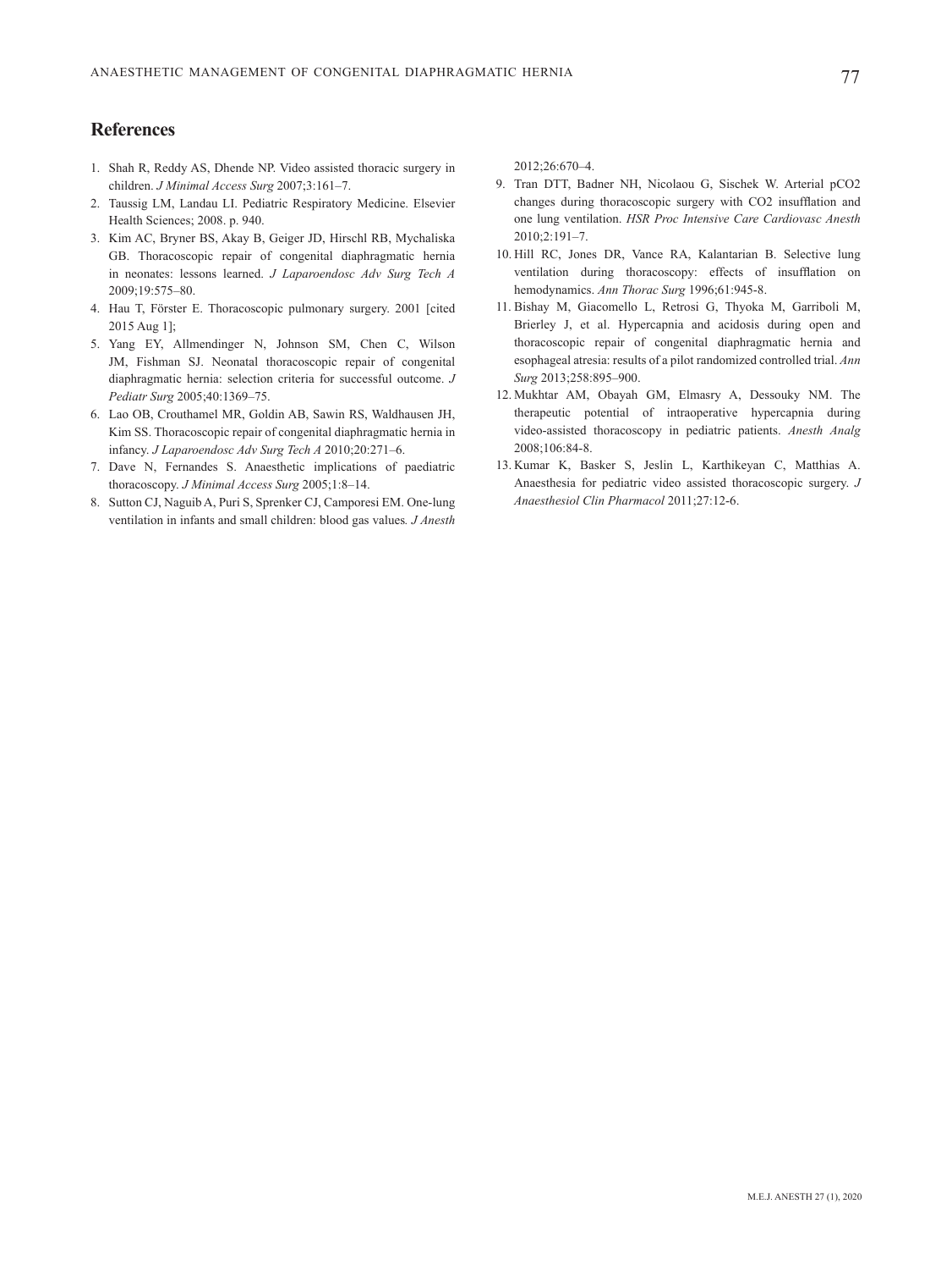## References

1. Shah R, Reddy AS, Dhende NP. Video assisted thoracic surgery in children. *J Minimal Access Surg* 2007;3:161–7.
2. Taussig LM, Landau LI. Pediatric Respiratory Medicine. Elsevier Health Sciences; 2008. p. 940.
3. Kim AC, Bryner BS, Akay B, Geiger JD, Hirschl RB, Mychaliska GB. Thoracoscopic repair of congenital diaphragmatic hernia in neonates: lessons learned. *J Laparoendosc Adv Surg Tech A* 2009;19:575–80.
4. Hau T, Förster E. Thoracoscopic pulmonary surgery. 2001 [cited 2015 Aug 1];
5. Yang EY, Allmendinger N, Johnson SM, Chen C, Wilson JM, Fishman SJ. Neonatal thoracoscopic repair of congenital diaphragmatic hernia: selection criteria for successful outcome. *J Pediatr Surg* 2005;40:1369–75.
6. Lao OB, Crouthamel MR, Goldin AB, Sawin RS, Waldhausen JH, Kim SS. Thoracoscopic repair of congenital diaphragmatic hernia in infancy. *J Laparoendosc Adv Surg Tech A* 2010;20:271–6.
7. Dave N, Fernandes S. Anaesthetic implications of paediatric thoracoscopy. *J Minimal Access Surg* 2005;1:8–14.
8. Sutton CJ, Naguib A, Puri S, Sprenker CJ, Camporesi EM. One-lung ventilation in infants and small children: blood gas values. *J Anesth* 2012;26:670–4.
9. Tran DTT, Badner NH, Nicolaou G, Sischek W. Arterial pCO2 changes during thoracoscopic surgery with CO2 insufflation and one lung ventilation. *HSR Proc Intensive Care Cardiovasc Anesth* 2010;2:191–7.
10. Hill RC, Jones DR, Vance RA, Kalantarian B. Selective lung ventilation during thoracoscopy: effects of insufflation on hemodynamics. *Ann Thorac Surg* 1996;61:945-8.
11. Bishay M, Giacomello L, Retrosi G, Thyoka M, Garriboli M, Brierley J, et al. Hypercapnia and acidosis during open and thoracoscopic repair of congenital diaphragmatic hernia and esophageal atresia: results of a pilot randomized controlled trial. *Ann Surg* 2013;258:895–900.
12. Mukhtar AM, Obayah GM, Elmasry A, Dessouky NM. The therapeutic potential of intraoperative hypercapnia during video-assisted thoracoscopy in pediatric patients. *Anesth Analg* 2008;106:84-8.
13. Kumar K, Basker S, Jeslin L, Karthikeyan C, Matthias A. Anaesthesia for pediatric video assisted thoracoscopic surgery. *J Anaesthesiol Clin Pharmacol* 2011;27:12-6.